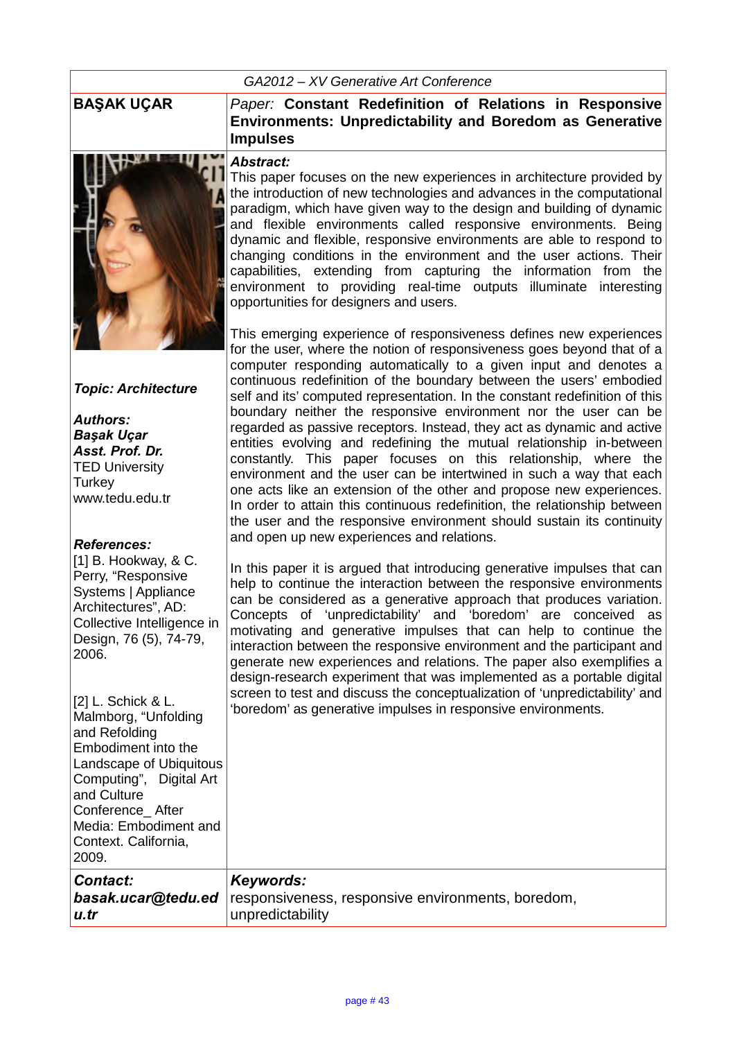*GA2012 – XV Generative Art Conference*

**BAŞAK UÇAR**

*Paper:* **Constant Redefinition of Relations in Responsive Environments: Unpredictability and Boredom as Generative Impulses**

***Topic: Architecture***

***Authors:***
***Başak Uçar***
***Asst. Prof. Dr.***
TED University
Turkey
www.tedu.edu.tr

***References:***
[1] B. Hookway, & C. Perry, "Responsive Systems | Appliance Architectures", AD: Collective Intelligence in Design, 76 (5), 74-79, 2006.

[2] L. Schick & L. Malmborg, "Unfolding and Refolding Embodiment into the Landscape of Ubiquitous Computing", Digital Art and Culture Conference_ After Media: Embodiment and Context. California, 2009.

***Abstract:***

This paper focuses on the new experiences in architecture provided by the introduction of new technologies and advances in the computational paradigm, which have given way to the design and building of dynamic and flexible environments called responsive environments. Being dynamic and flexible, responsive environments are able to respond to changing conditions in the environment and the user actions. Their capabilities, extending from capturing the information from the environment to providing real-time outputs illuminate interesting opportunities for designers and users.

This emerging experience of responsiveness defines new experiences for the user, where the notion of responsiveness goes beyond that of a computer responding automatically to a given input and denotes a continuous redefinition of the boundary between the users' embodied self and its' computed representation. In the constant redefinition of this boundary neither the responsive environment nor the user can be regarded as passive receptors. Instead, they act as dynamic and active entities evolving and redefining the mutual relationship in-between constantly. This paper focuses on this relationship, where the environment and the user can be intertwined in such a way that each one acts like an extension of the other and propose new experiences. In order to attain this continuous redefinition, the relationship between the user and the responsive environment should sustain its continuity and open up new experiences and relations.

In this paper it is argued that introducing generative impulses that can help to continue the interaction between the responsive environments can be considered as a generative approach that produces variation. Concepts of 'unpredictability' and 'boredom' are conceived as motivating and generative impulses that can help to continue the interaction between the responsive environment and the participant and generate new experiences and relations. The paper also exemplifies a design-research experiment that was implemented as a portable digital screen to test and discuss the conceptualization of 'unpredictability' and 'boredom' as generative impulses in responsive environments.

***Contact:***
***basak.ucar@tedu.edu.tr***

***Keywords:***
responsiveness, responsive environments, boredom, unpredictability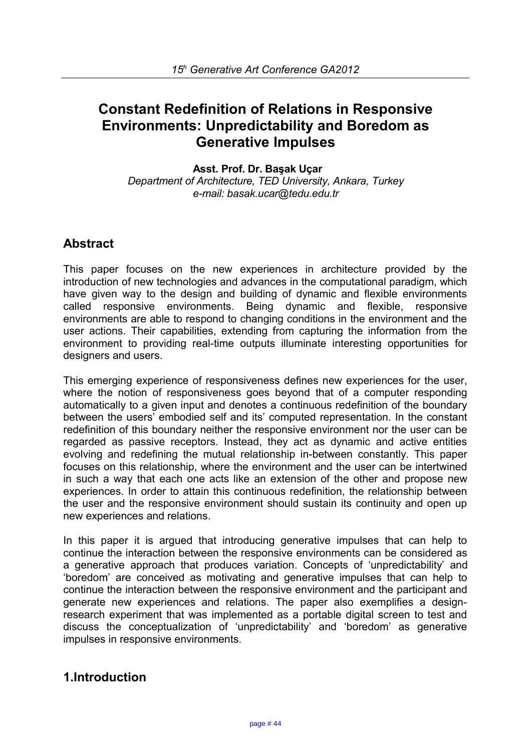# Constant Redefinition of Relations in Responsive Environments: Unpredictability and Boredom as Generative Impulses

**Asst. Prof. Dr. Başak Uçar**

*Department of Architecture, TED University, Ankara, Turkey*
*e-mail: basak.ucar@tedu.edu.tr*

## Abstract

This paper focuses on the new experiences in architecture provided by the introduction of new technologies and advances in the computational paradigm, which have given way to the design and building of dynamic and flexible environments called responsive environments. Being dynamic and flexible, responsive environments are able to respond to changing conditions in the environment and the user actions. Their capabilities, extending from capturing the information from the environment to providing real-time outputs illuminate interesting opportunities for designers and users.

This emerging experience of responsiveness defines new experiences for the user, where the notion of responsiveness goes beyond that of a computer responding automatically to a given input and denotes a continuous redefinition of the boundary between the users' embodied self and its' computed representation. In the constant redefinition of this boundary neither the responsive environment nor the user can be regarded as passive receptors. Instead, they act as dynamic and active entities evolving and redefining the mutual relationship in-between constantly. This paper focuses on this relationship, where the environment and the user can be intertwined in such a way that each one acts like an extension of the other and propose new experiences. In order to attain this continuous redefinition, the relationship between the user and the responsive environment should sustain its continuity and open up new experiences and relations.

In this paper it is argued that introducing generative impulses that can help to continue the interaction between the responsive environments can be considered as a generative approach that produces variation. Concepts of 'unpredictability' and 'boredom' are conceived as motivating and generative impulses that can help to continue the interaction between the responsive environment and the participant and generate new experiences and relations. The paper also exemplifies a design-research experiment that was implemented as a portable digital screen to test and discuss the conceptualization of 'unpredictability' and 'boredom' as generative impulses in responsive environments.

## 1.Introduction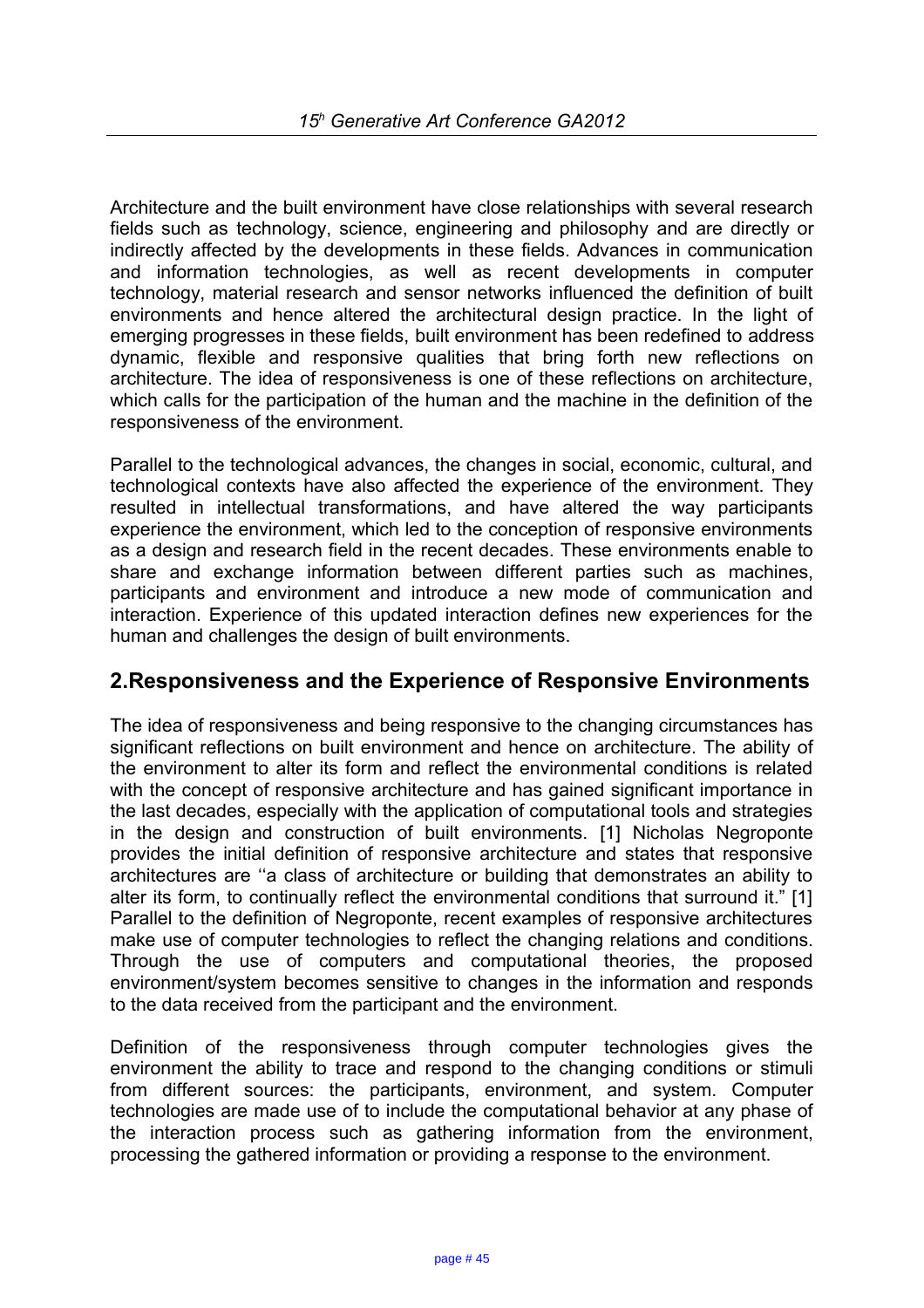Architecture and the built environment have close relationships with several research fields such as technology, science, engineering and philosophy and are directly or indirectly affected by the developments in these fields. Advances in communication and information technologies, as well as recent developments in computer technology, material research and sensor networks influenced the definition of built environments and hence altered the architectural design practice. In the light of emerging progresses in these fields, built environment has been redefined to address dynamic, flexible and responsive qualities that bring forth new reflections on architecture. The idea of responsiveness is one of these reflections on architecture, which calls for the participation of the human and the machine in the definition of the responsiveness of the environment.

Parallel to the technological advances, the changes in social, economic, cultural, and technological contexts have also affected the experience of the environment. They resulted in intellectual transformations, and have altered the way participants experience the environment, which led to the conception of responsive environments as a design and research field in the recent decades. These environments enable to share and exchange information between different parties such as machines, participants and environment and introduce a new mode of communication and interaction. Experience of this updated interaction defines new experiences for the human and challenges the design of built environments.

## 2.Responsiveness and the Experience of Responsive Environments

The idea of responsiveness and being responsive to the changing circumstances has significant reflections on built environment and hence on architecture. The ability of the environment to alter its form and reflect the environmental conditions is related with the concept of responsive architecture and has gained significant importance in the last decades, especially with the application of computational tools and strategies in the design and construction of built environments. [1] Nicholas Negroponte provides the initial definition of responsive architecture and states that responsive architectures are ''a class of architecture or building that demonstrates an ability to alter its form, to continually reflect the environmental conditions that surround it." [1] Parallel to the definition of Negroponte, recent examples of responsive architectures make use of computer technologies to reflect the changing relations and conditions. Through the use of computers and computational theories, the proposed environment/system becomes sensitive to changes in the information and responds to the data received from the participant and the environment.

Definition of the responsiveness through computer technologies gives the environment the ability to trace and respond to the changing conditions or stimuli from different sources: the participants, environment, and system. Computer technologies are made use of to include the computational behavior at any phase of the interaction process such as gathering information from the environment, processing the gathered information or providing a response to the environment.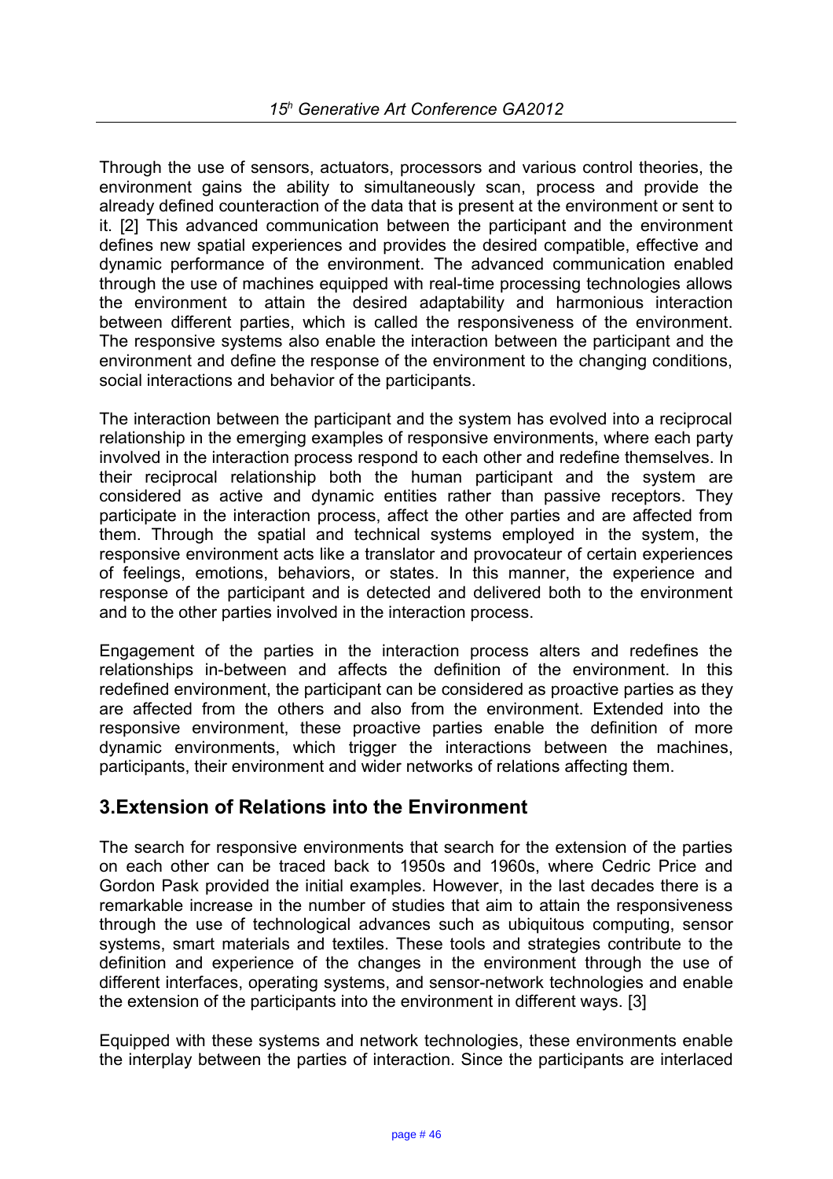Through the use of sensors, actuators, processors and various control theories, the environment gains the ability to simultaneously scan, process and provide the already defined counteraction of the data that is present at the environment or sent to it. [2] This advanced communication between the participant and the environment defines new spatial experiences and provides the desired compatible, effective and dynamic performance of the environment. The advanced communication enabled through the use of machines equipped with real-time processing technologies allows the environment to attain the desired adaptability and harmonious interaction between different parties, which is called the responsiveness of the environment. The responsive systems also enable the interaction between the participant and the environment and define the response of the environment to the changing conditions, social interactions and behavior of the participants.

The interaction between the participant and the system has evolved into a reciprocal relationship in the emerging examples of responsive environments, where each party involved in the interaction process respond to each other and redefine themselves. In their reciprocal relationship both the human participant and the system are considered as active and dynamic entities rather than passive receptors. They participate in the interaction process, affect the other parties and are affected from them. Through the spatial and technical systems employed in the system, the responsive environment acts like a translator and provocateur of certain experiences of feelings, emotions, behaviors, or states. In this manner, the experience and response of the participant and is detected and delivered both to the environment and to the other parties involved in the interaction process.

Engagement of the parties in the interaction process alters and redefines the relationships in-between and affects the definition of the environment. In this redefined environment, the participant can be considered as proactive parties as they are affected from the others and also from the environment. Extended into the responsive environment, these proactive parties enable the definition of more dynamic environments, which trigger the interactions between the machines, participants, their environment and wider networks of relations affecting them.

## 3.Extension of Relations into the Environment

The search for responsive environments that search for the extension of the parties on each other can be traced back to 1950s and 1960s, where Cedric Price and Gordon Pask provided the initial examples. However, in the last decades there is a remarkable increase in the number of studies that aim to attain the responsiveness through the use of technological advances such as ubiquitous computing, sensor systems, smart materials and textiles. These tools and strategies contribute to the definition and experience of the changes in the environment through the use of different interfaces, operating systems, and sensor-network technologies and enable the extension of the participants into the environment in different ways. [3]

Equipped with these systems and network technologies, these environments enable the interplay between the parties of interaction. Since the participants are interlaced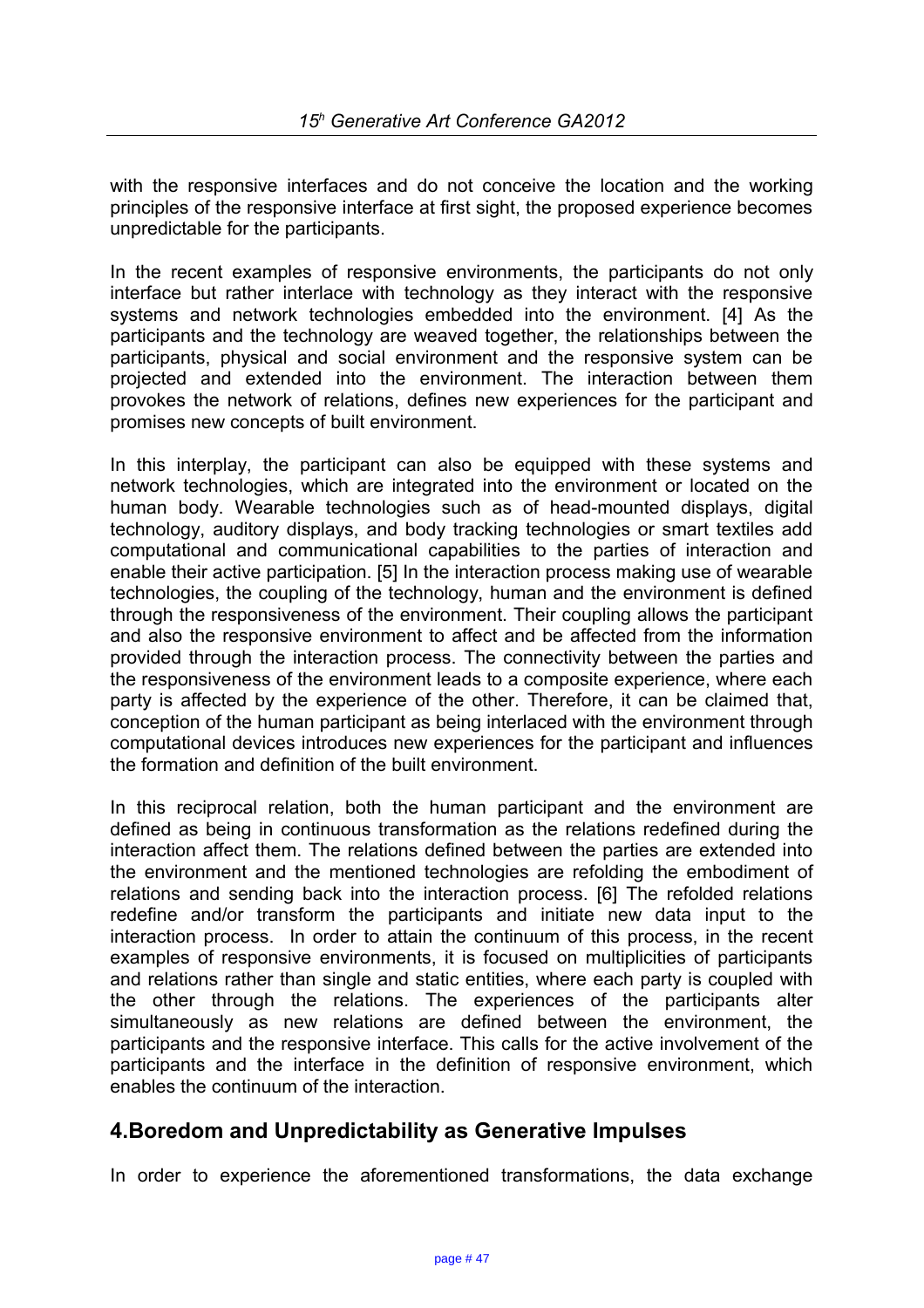with the responsive interfaces and do not conceive the location and the working principles of the responsive interface at first sight, the proposed experience becomes unpredictable for the participants.

In the recent examples of responsive environments, the participants do not only interface but rather interlace with technology as they interact with the responsive systems and network technologies embedded into the environment. [4] As the participants and the technology are weaved together, the relationships between the participants, physical and social environment and the responsive system can be projected and extended into the environment. The interaction between them provokes the network of relations, defines new experiences for the participant and promises new concepts of built environment.

In this interplay, the participant can also be equipped with these systems and network technologies, which are integrated into the environment or located on the human body. Wearable technologies such as of head-mounted displays, digital technology, auditory displays, and body tracking technologies or smart textiles add computational and communicational capabilities to the parties of interaction and enable their active participation. [5] In the interaction process making use of wearable technologies, the coupling of the technology, human and the environment is defined through the responsiveness of the environment. Their coupling allows the participant and also the responsive environment to affect and be affected from the information provided through the interaction process. The connectivity between the parties and the responsiveness of the environment leads to a composite experience, where each party is affected by the experience of the other. Therefore, it can be claimed that, conception of the human participant as being interlaced with the environment through computational devices introduces new experiences for the participant and influences the formation and definition of the built environment.

In this reciprocal relation, both the human participant and the environment are defined as being in continuous transformation as the relations redefined during the interaction affect them. The relations defined between the parties are extended into the environment and the mentioned technologies are refolding the embodiment of relations and sending back into the interaction process. [6] The refolded relations redefine and/or transform the participants and initiate new data input to the interaction process. In order to attain the continuum of this process, in the recent examples of responsive environments, it is focused on multiplicities of participants and relations rather than single and static entities, where each party is coupled with the other through the relations. The experiences of the participants alter simultaneously as new relations are defined between the environment, the participants and the responsive interface. This calls for the active involvement of the participants and the interface in the definition of responsive environment, which enables the continuum of the interaction.

## 4.Boredom and Unpredictability as Generative Impulses

In order to experience the aforementioned transformations, the data exchange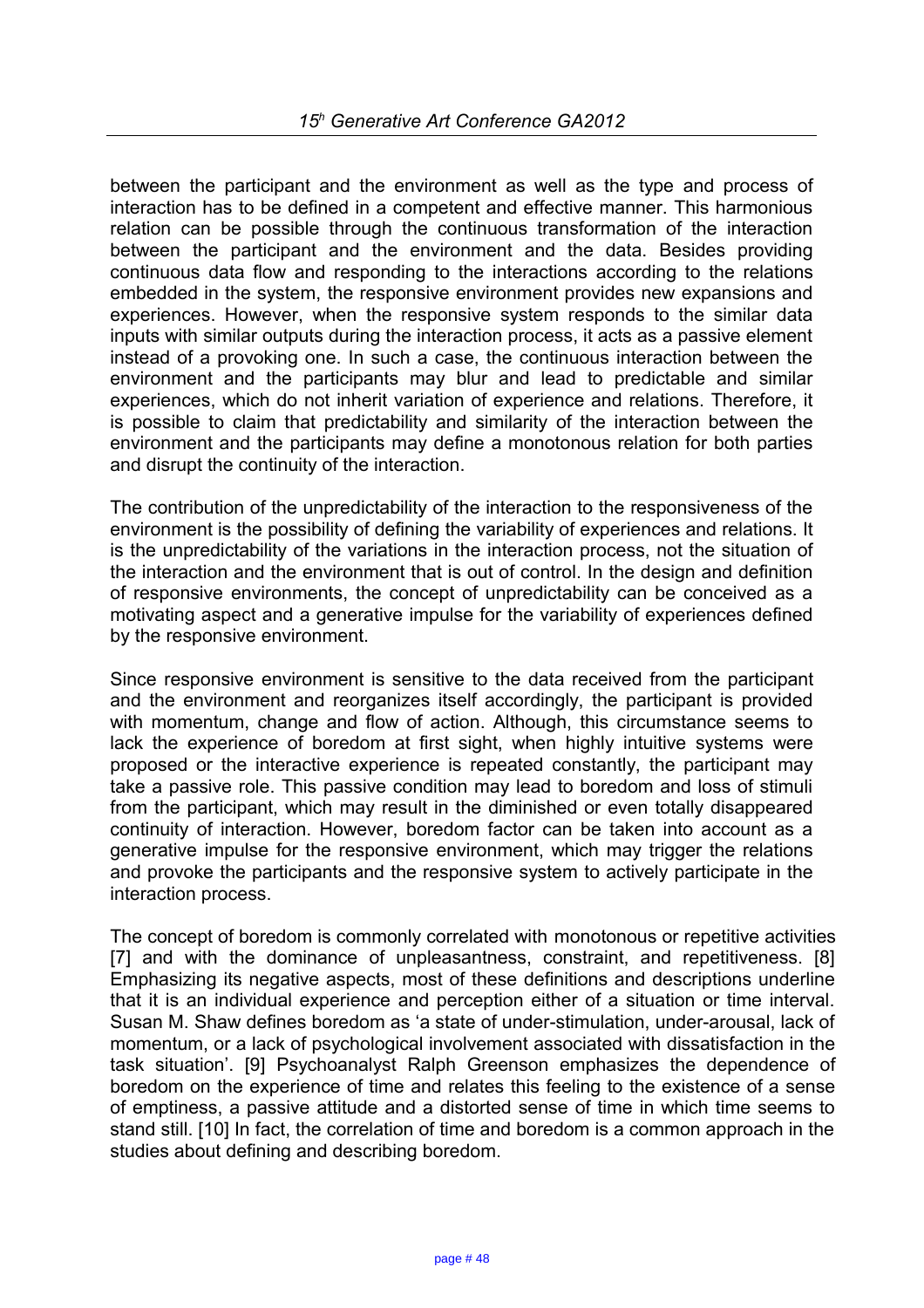between the participant and the environment as well as the type and process of interaction has to be defined in a competent and effective manner. This harmonious relation can be possible through the continuous transformation of the interaction between the participant and the environment and the data. Besides providing continuous data flow and responding to the interactions according to the relations embedded in the system, the responsive environment provides new expansions and experiences. However, when the responsive system responds to the similar data inputs with similar outputs during the interaction process, it acts as a passive element instead of a provoking one. In such a case, the continuous interaction between the environment and the participants may blur and lead to predictable and similar experiences, which do not inherit variation of experience and relations. Therefore, it is possible to claim that predictability and similarity of the interaction between the environment and the participants may define a monotonous relation for both parties and disrupt the continuity of the interaction.

The contribution of the unpredictability of the interaction to the responsiveness of the environment is the possibility of defining the variability of experiences and relations. It is the unpredictability of the variations in the interaction process, not the situation of the interaction and the environment that is out of control. In the design and definition of responsive environments, the concept of unpredictability can be conceived as a motivating aspect and a generative impulse for the variability of experiences defined by the responsive environment.

Since responsive environment is sensitive to the data received from the participant and the environment and reorganizes itself accordingly, the participant is provided with momentum, change and flow of action. Although, this circumstance seems to lack the experience of boredom at first sight, when highly intuitive systems were proposed or the interactive experience is repeated constantly, the participant may take a passive role. This passive condition may lead to boredom and loss of stimuli from the participant, which may result in the diminished or even totally disappeared continuity of interaction. However, boredom factor can be taken into account as a generative impulse for the responsive environment, which may trigger the relations and provoke the participants and the responsive system to actively participate in the interaction process.

The concept of boredom is commonly correlated with monotonous or repetitive activities [7] and with the dominance of unpleasantness, constraint, and repetitiveness. [8] Emphasizing its negative aspects, most of these definitions and descriptions underline that it is an individual experience and perception either of a situation or time interval. Susan M. Shaw defines boredom as 'a state of under-stimulation, under-arousal, lack of momentum, or a lack of psychological involvement associated with dissatisfaction in the task situation'. [9] Psychoanalyst Ralph Greenson emphasizes the dependence of boredom on the experience of time and relates this feeling to the existence of a sense of emptiness, a passive attitude and a distorted sense of time in which time seems to stand still. [10] In fact, the correlation of time and boredom is a common approach in the studies about defining and describing boredom.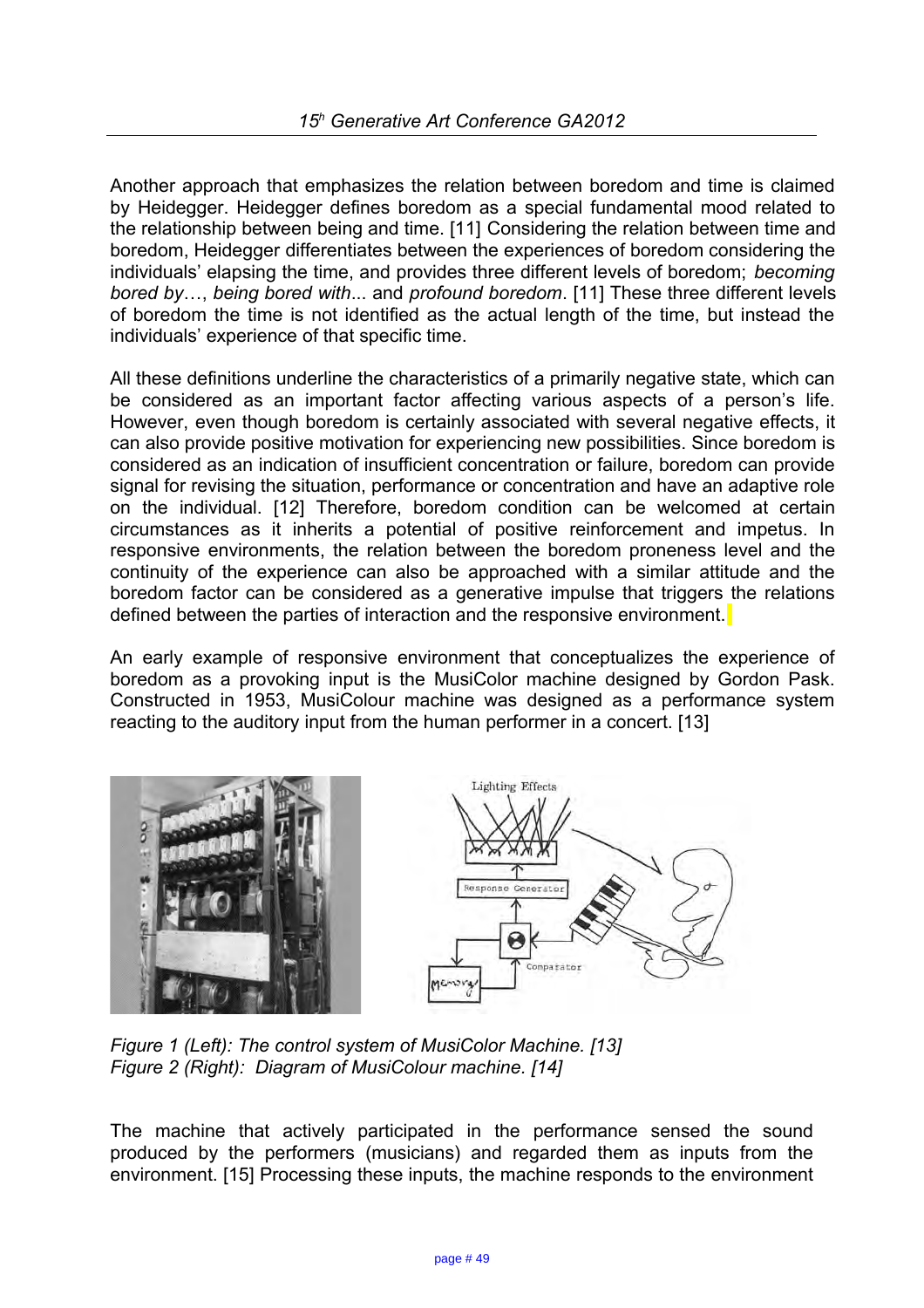Another approach that emphasizes the relation between boredom and time is claimed by Heidegger. Heidegger defines boredom as a special fundamental mood related to the relationship between being and time. [11] Considering the relation between time and boredom, Heidegger differentiates between the experiences of boredom considering the individuals' elapsing the time, and provides three different levels of boredom; *becoming bored by*…, *being bored with*... and *profound boredom*. [11] These three different levels of boredom the time is not identified as the actual length of the time, but instead the individuals' experience of that specific time.

All these definitions underline the characteristics of a primarily negative state, which can be considered as an important factor affecting various aspects of a person's life. However, even though boredom is certainly associated with several negative effects, it can also provide positive motivation for experiencing new possibilities. Since boredom is considered as an indication of insufficient concentration or failure, boredom can provide signal for revising the situation, performance or concentration and have an adaptive role on the individual. [12] Therefore, boredom condition can be welcomed at certain circumstances as it inherits a potential of positive reinforcement and impetus. In responsive environments, the relation between the boredom proneness level and the continuity of the experience can also be approached with a similar attitude and the boredom factor can be considered as a generative impulse that triggers the relations defined between the parties of interaction and the responsive environment.

An early example of responsive environment that conceptualizes the experience of boredom as a provoking input is the MusiColor machine designed by Gordon Pask. Constructed in 1953, MusiColour machine was designed as a performance system reacting to the auditory input from the human performer in a concert. [13]

*Figure 1 (Left): The control system of MusiColor Machine. [13]*
*Figure 2 (Right): Diagram of MusiColour machine. [14]*

The machine that actively participated in the performance sensed the sound produced by the performers (musicians) and regarded them as inputs from the environment. [15] Processing these inputs, the machine responds to the environment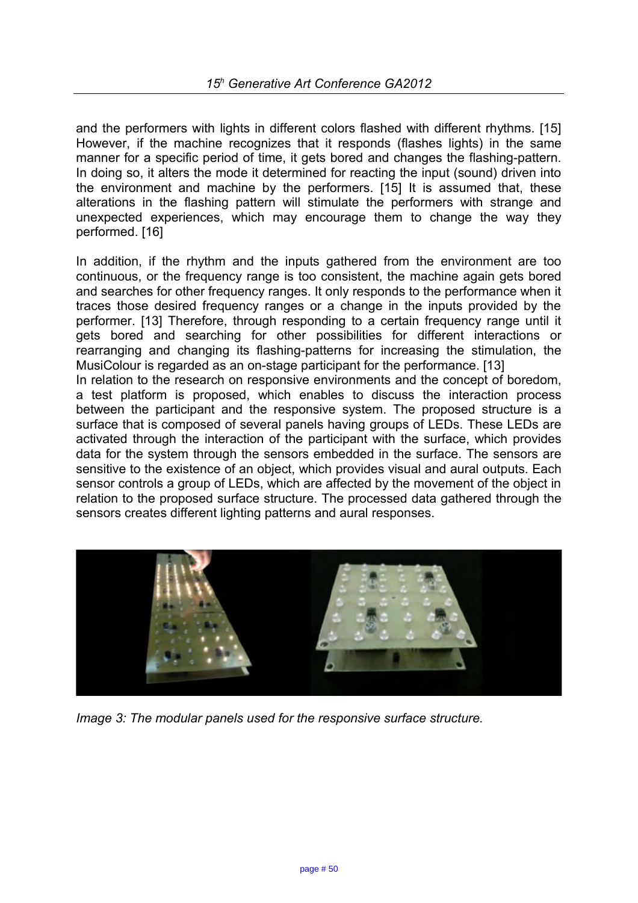and the performers with lights in different colors flashed with different rhythms. [15] However, if the machine recognizes that it responds (flashes lights) in the same manner for a specific period of time, it gets bored and changes the flashing-pattern. In doing so, it alters the mode it determined for reacting the input (sound) driven into the environment and machine by the performers. [15] It is assumed that, these alterations in the flashing pattern will stimulate the performers with strange and unexpected experiences, which may encourage them to change the way they performed. [16]

In addition, if the rhythm and the inputs gathered from the environment are too continuous, or the frequency range is too consistent, the machine again gets bored and searches for other frequency ranges. It only responds to the performance when it traces those desired frequency ranges or a change in the inputs provided by the performer. [13] Therefore, through responding to a certain frequency range until it gets bored and searching for other possibilities for different interactions or rearranging and changing its flashing-patterns for increasing the stimulation, the MusiColour is regarded as an on-stage participant for the performance. [13]
In relation to the research on responsive environments and the concept of boredom, a test platform is proposed, which enables to discuss the interaction process between the participant and the responsive system. The proposed structure is a surface that is composed of several panels having groups of LEDs. These LEDs are activated through the interaction of the participant with the surface, which provides data for the system through the sensors embedded in the surface. The sensors are sensitive to the existence of an object, which provides visual and aural outputs. Each sensor controls a group of LEDs, which are affected by the movement of the object in relation to the proposed surface structure. The processed data gathered through the sensors creates different lighting patterns and aural responses.

*Image 3: The modular panels used for the responsive surface structure.*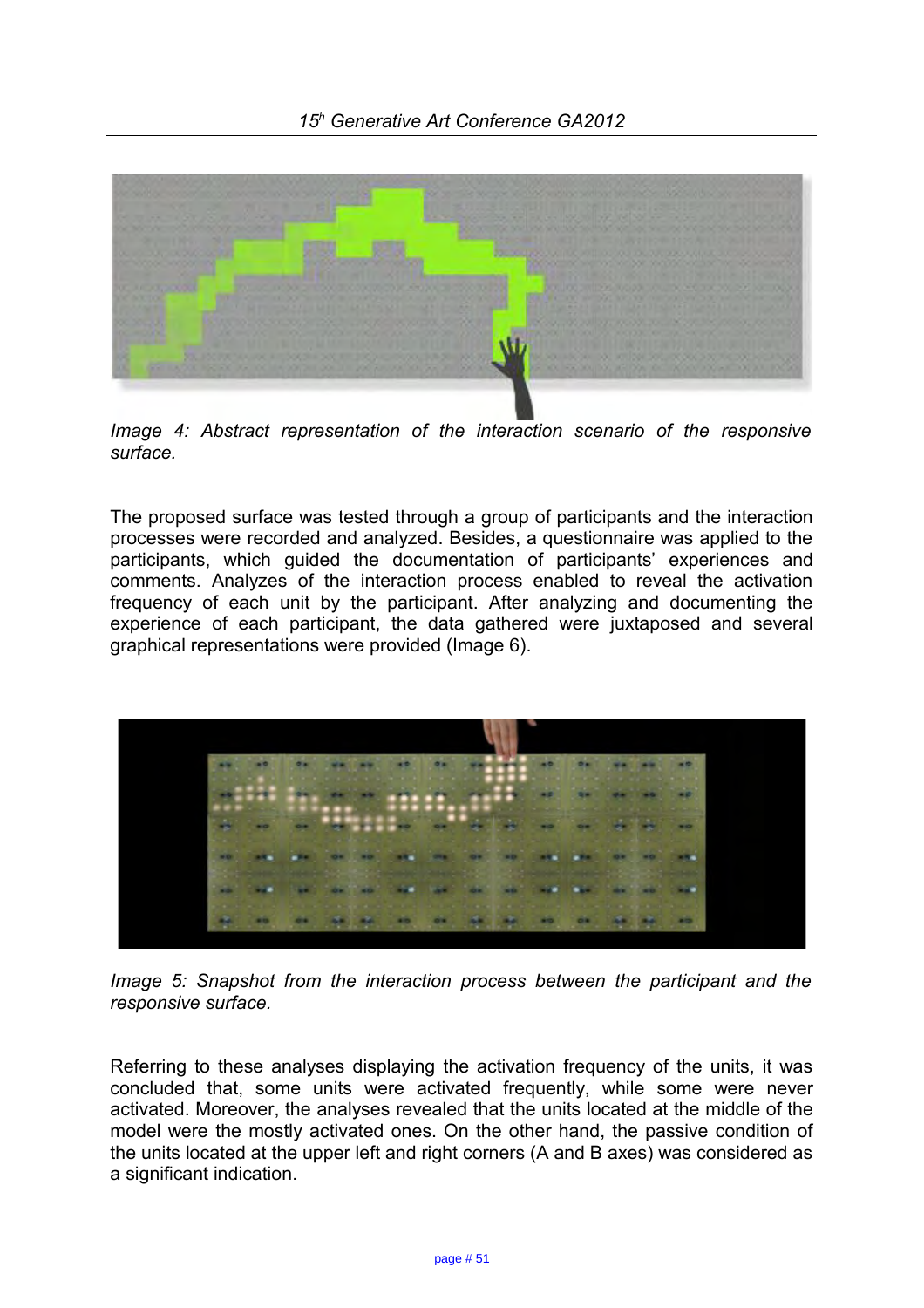*Image 4: Abstract representation of the interaction scenario of the responsive surface.*

The proposed surface was tested through a group of participants and the interaction processes were recorded and analyzed. Besides, a questionnaire was applied to the participants, which guided the documentation of participants' experiences and comments. Analyzes of the interaction process enabled to reveal the activation frequency of each unit by the participant. After analyzing and documenting the experience of each participant, the data gathered were juxtaposed and several graphical representations were provided (Image 6).

*Image 5: Snapshot from the interaction process between the participant and the responsive surface.*

Referring to these analyses displaying the activation frequency of the units, it was concluded that, some units were activated frequently, while some were never activated. Moreover, the analyses revealed that the units located at the middle of the model were the mostly activated ones. On the other hand, the passive condition of the units located at the upper left and right corners (A and B axes) was considered as a significant indication.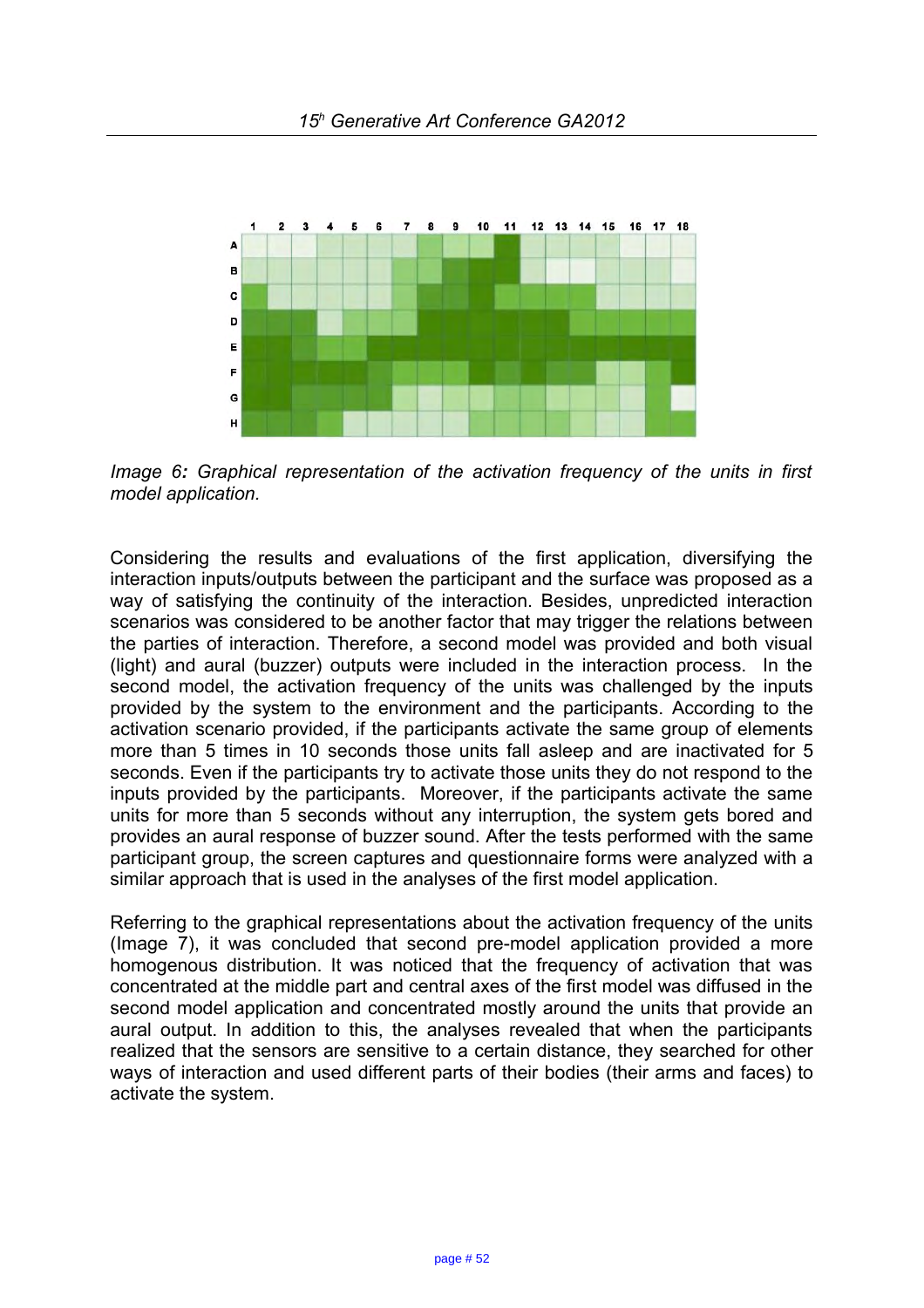*Image 6: Graphical representation of the activation frequency of the units in first model application.*

Considering the results and evaluations of the first application, diversifying the interaction inputs/outputs between the participant and the surface was proposed as a way of satisfying the continuity of the interaction. Besides, unpredicted interaction scenarios was considered to be another factor that may trigger the relations between the parties of interaction. Therefore, a second model was provided and both visual (light) and aural (buzzer) outputs were included in the interaction process. In the second model, the activation frequency of the units was challenged by the inputs provided by the system to the environment and the participants. According to the activation scenario provided, if the participants activate the same group of elements more than 5 times in 10 seconds those units fall asleep and are inactivated for 5 seconds. Even if the participants try to activate those units they do not respond to the inputs provided by the participants. Moreover, if the participants activate the same units for more than 5 seconds without any interruption, the system gets bored and provides an aural response of buzzer sound. After the tests performed with the same participant group, the screen captures and questionnaire forms were analyzed with a similar approach that is used in the analyses of the first model application.

Referring to the graphical representations about the activation frequency of the units (Image 7), it was concluded that second pre-model application provided a more homogenous distribution. It was noticed that the frequency of activation that was concentrated at the middle part and central axes of the first model was diffused in the second model application and concentrated mostly around the units that provide an aural output. In addition to this, the analyses revealed that when the participants realized that the sensors are sensitive to a certain distance, they searched for other ways of interaction and used different parts of their bodies (their arms and faces) to activate the system.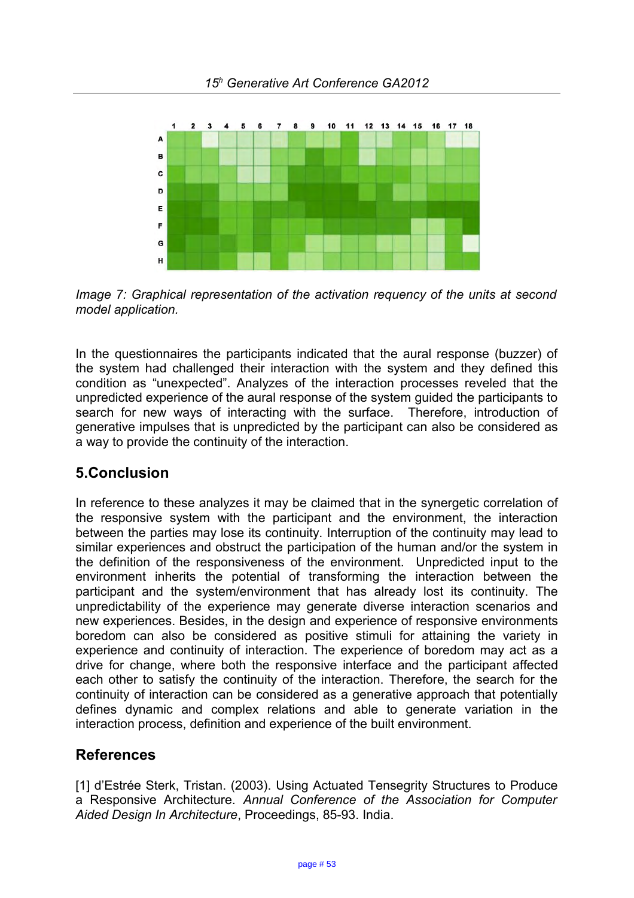*Image 7: Graphical representation of the activation requency of the units at second model application.*

In the questionnaires the participants indicated that the aural response (buzzer) of the system had challenged their interaction with the system and they defined this condition as "unexpected". Analyzes of the interaction processes reveled that the unpredicted experience of the aural response of the system guided the participants to search for new ways of interacting with the surface. Therefore, introduction of generative impulses that is unpredicted by the participant can also be considered as a way to provide the continuity of the interaction.

## 5.Conclusion

In reference to these analyzes it may be claimed that in the synergetic correlation of the responsive system with the participant and the environment, the interaction between the parties may lose its continuity. Interruption of the continuity may lead to similar experiences and obstruct the participation of the human and/or the system in the definition of the responsiveness of the environment. Unpredicted input to the environment inherits the potential of transforming the interaction between the participant and the system/environment that has already lost its continuity. The unpredictability of the experience may generate diverse interaction scenarios and new experiences. Besides, in the design and experience of responsive environments boredom can also be considered as positive stimuli for attaining the variety in experience and continuity of interaction. The experience of boredom may act as a drive for change, where both the responsive interface and the participant affected each other to satisfy the continuity of the interaction. Therefore, the search for the continuity of interaction can be considered as a generative approach that potentially defines dynamic and complex relations and able to generate variation in the interaction process, definition and experience of the built environment.

## References

[1] d'Estrée Sterk, Tristan. (2003). Using Actuated Tensegrity Structures to Produce a Responsive Architecture. *Annual Conference of the Association for Computer Aided Design In Architecture*, Proceedings, 85-93. India.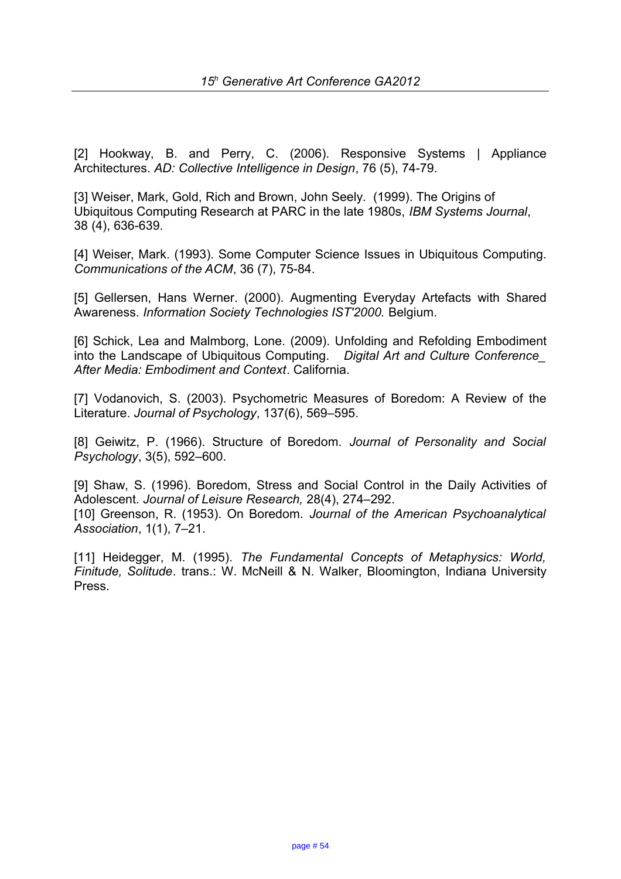[2] Hookway, B. and Perry, C. (2006). Responsive Systems | Appliance Architectures. *AD: Collective Intelligence in Design*, 76 (5), 74-79.

[3] Weiser, Mark, Gold, Rich and Brown, John Seely. (1999). The Origins of Ubiquitous Computing Research at PARC in the late 1980s, *IBM Systems Journal*, 38 (4), 636-639.

[4] Weiser, Mark. (1993). Some Computer Science Issues in Ubiquitous Computing. *Communications of the ACM*, 36 (7), 75-84.

[5] Gellersen, Hans Werner. (2000). Augmenting Everyday Artefacts with Shared Awareness. *Information Society Technologies IST'2000.* Belgium.

[6] Schick, Lea and Malmborg, Lone. (2009). Unfolding and Refolding Embodiment into the Landscape of Ubiquitous Computing. *Digital Art and Culture Conference_ After Media: Embodiment and Context*. California.

[7] Vodanovich, S. (2003). Psychometric Measures of Boredom: A Review of the Literature. *Journal of Psychology*, 137(6), 569–595.

[8] Geiwitz, P. (1966). Structure of Boredom. *Journal of Personality and Social Psychology*, 3(5), 592–600.

[9] Shaw, S. (1996). Boredom, Stress and Social Control in the Daily Activities of Adolescent. *Journal of Leisure Research,* 28(4), 274–292.

[10] Greenson, R. (1953). On Boredom. *Journal of the American Psychoanalytical Association*, 1(1), 7–21.

[11] Heidegger, M. (1995). *The Fundamental Concepts of Metaphysics: World, Finitude, Solitude*. trans.: W. McNeill & N. Walker, Bloomington, Indiana University Press.